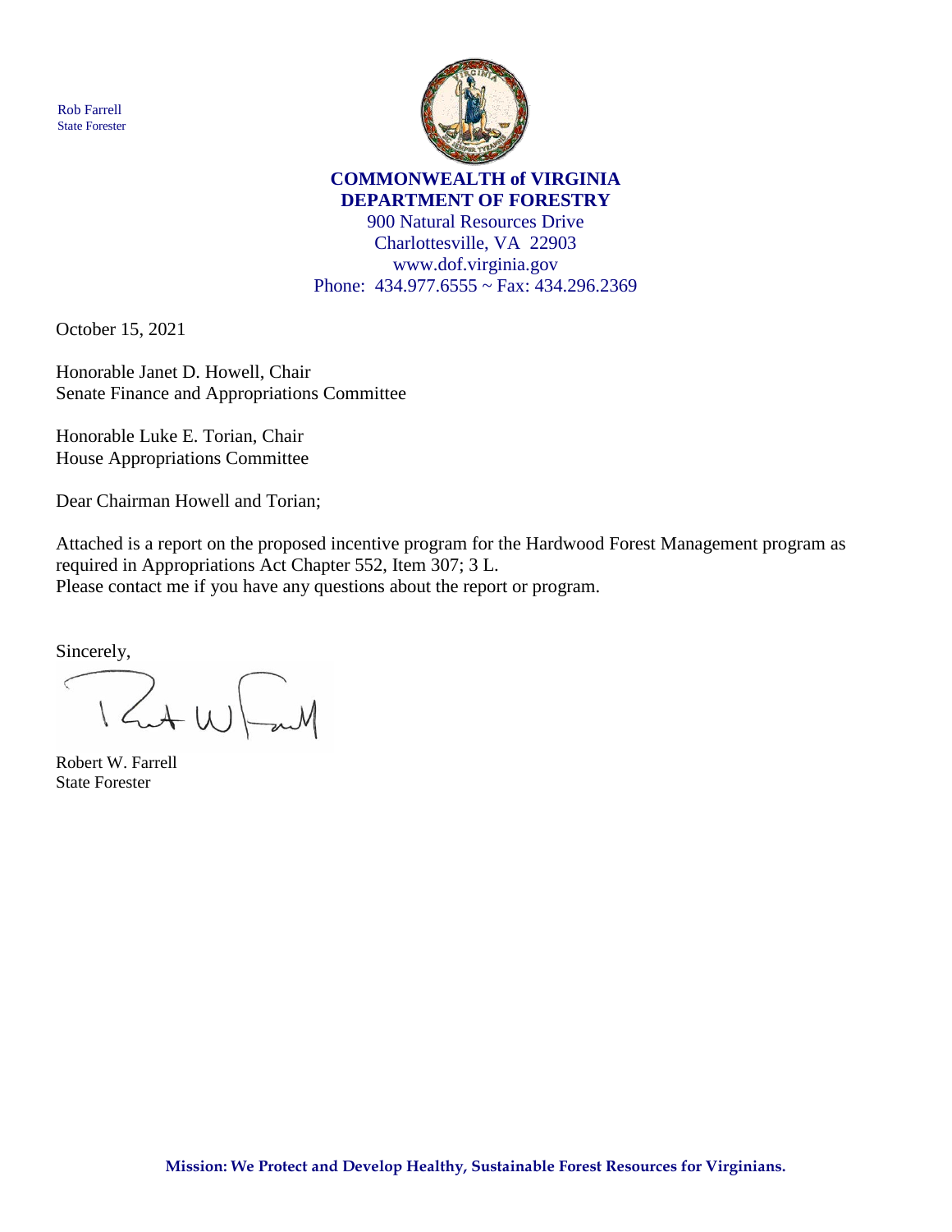Rob Farrell
State Forester

**COMMONWEALTH of VIRGINIA**
**DEPARTMENT OF FORESTRY**
900 Natural Resources Drive
Charlottesville, VA 22903
www.dof.virginia.gov
Phone: 434.977.6555 ~ Fax: 434.296.2369

October 15, 2021

Honorable Janet D. Howell, Chair
Senate Finance and Appropriations Committee

Honorable Luke E. Torian, Chair
House Appropriations Committee

Dear Chairman Howell and Torian;

Attached is a report on the proposed incentive program for the Hardwood Forest Management program as required in Appropriations Act Chapter 552, Item 307; 3 L.
Please contact me if you have any questions about the report or program.

Sincerely,

Robert W. Farrell
State Forester

**Mission: We Protect and Develop Healthy, Sustainable Forest Resources for Virginians.**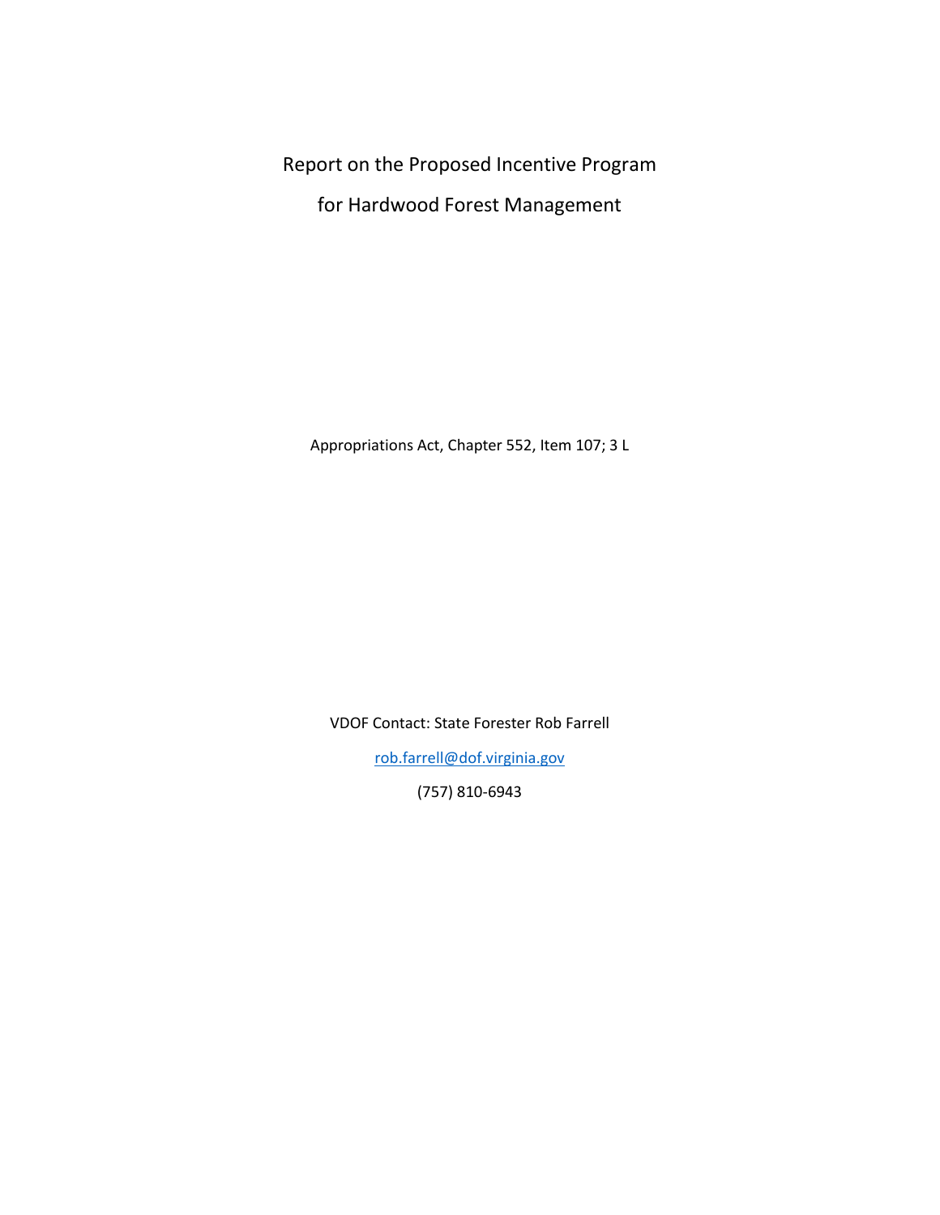# Report on the Proposed Incentive Program for Hardwood Forest Management

Appropriations Act, Chapter 552, Item 107; 3 L

VDOF Contact: State Forester Rob Farrell

rob.farrell@dof.virginia.gov

(757) 810-6943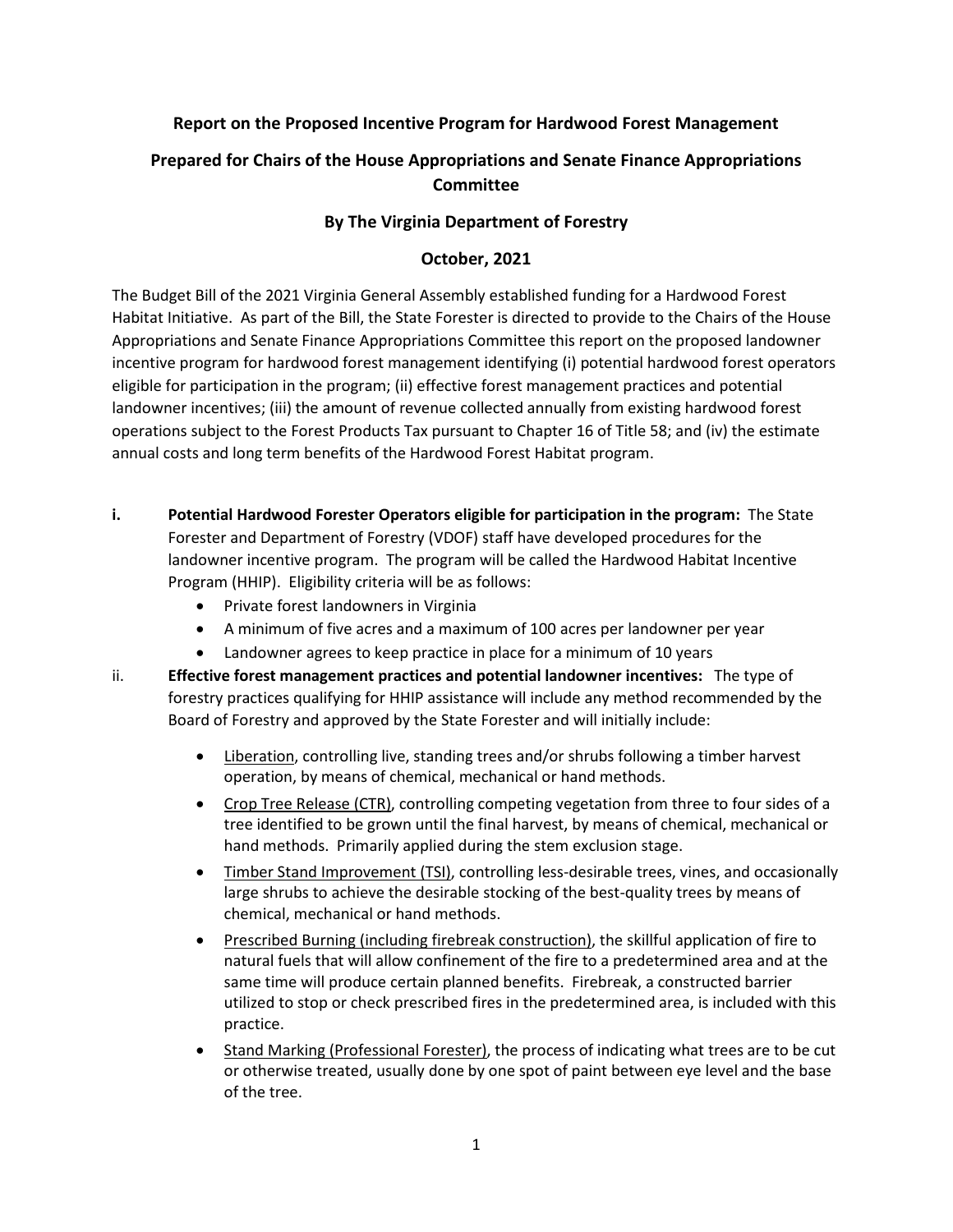**Report on the Proposed Incentive Program for Hardwood Forest Management**

**Prepared for Chairs of the House Appropriations and Senate Finance Appropriations Committee**

**By The Virginia Department of Forestry**

**October, 2021**

The Budget Bill of the 2021 Virginia General Assembly established funding for a Hardwood Forest Habitat Initiative. As part of the Bill, the State Forester is directed to provide to the Chairs of the House Appropriations and Senate Finance Appropriations Committee this report on the proposed landowner incentive program for hardwood forest management identifying (i) potential hardwood forest operators eligible for participation in the program; (ii) effective forest management practices and potential landowner incentives; (iii) the amount of revenue collected annually from existing hardwood forest operations subject to the Forest Products Tax pursuant to Chapter 16 of Title 58; and (iv) the estimate annual costs and long term benefits of the Hardwood Forest Habitat program.

i. **Potential Hardwood Forester Operators eligible for participation in the program:** The State Forester and Department of Forestry (VDOF) staff have developed procedures for the landowner incentive program. The program will be called the Hardwood Habitat Incentive Program (HHIP). Eligibility criteria will be as follows:
   - Private forest landowners in Virginia
   - A minimum of five acres and a maximum of 100 acres per landowner per year
   - Landowner agrees to keep practice in place for a minimum of 10 years

ii. **Effective forest management practices and potential landowner incentives:** The type of forestry practices qualifying for HHIP assistance will include any method recommended by the Board of Forestry and approved by the State Forester and will initially include:
   - Liberation, controlling live, standing trees and/or shrubs following a timber harvest operation, by means of chemical, mechanical or hand methods.
   - Crop Tree Release (CTR), controlling competing vegetation from three to four sides of a tree identified to be grown until the final harvest, by means of chemical, mechanical or hand methods. Primarily applied during the stem exclusion stage.
   - Timber Stand Improvement (TSI), controlling less-desirable trees, vines, and occasionally large shrubs to achieve the desirable stocking of the best-quality trees by means of chemical, mechanical or hand methods.
   - Prescribed Burning (including firebreak construction), the skillful application of fire to natural fuels that will allow confinement of the fire to a predetermined area and at the same time will produce certain planned benefits. Firebreak, a constructed barrier utilized to stop or check prescribed fires in the predetermined area, is included with this practice.
   - Stand Marking (Professional Forester), the process of indicating what trees are to be cut or otherwise treated, usually done by one spot of paint between eye level and the base of the tree.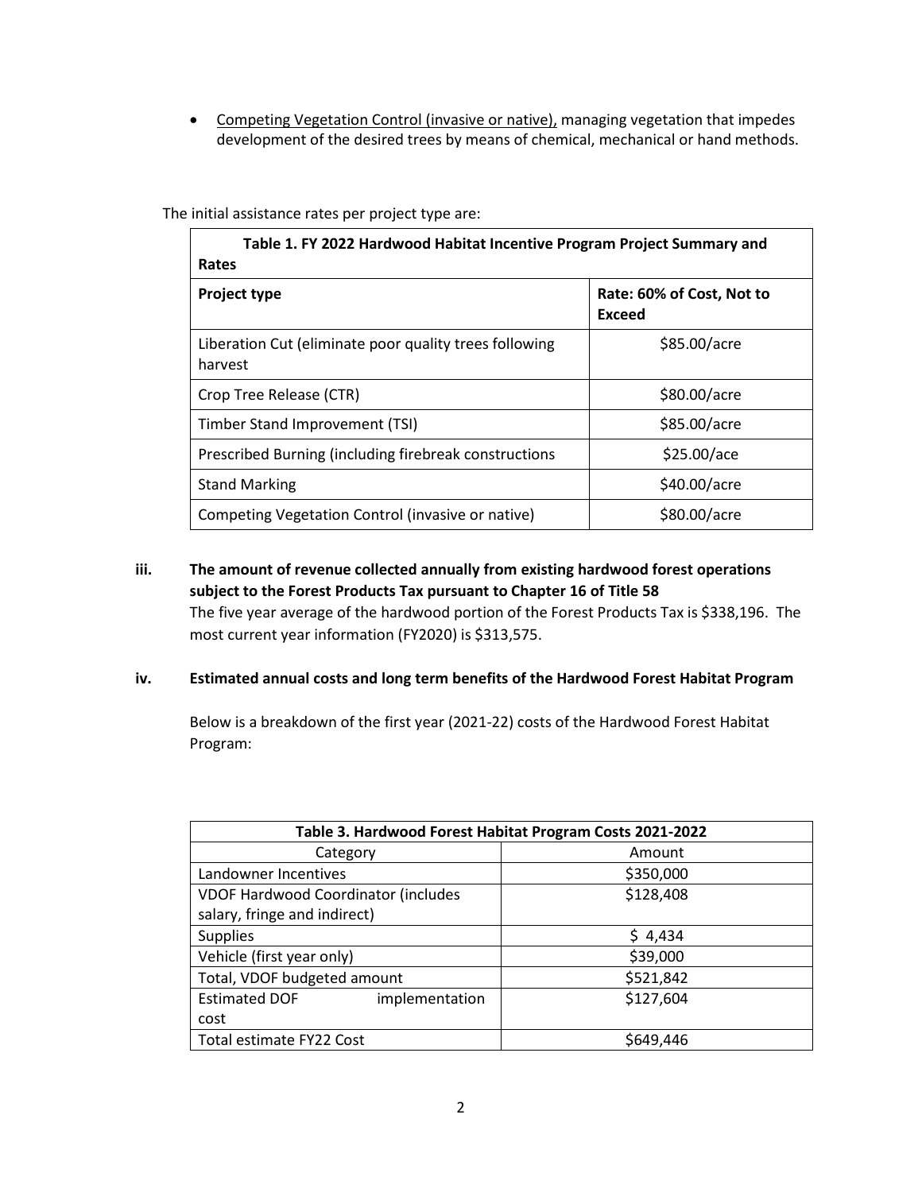- Competing Vegetation Control (invasive or native), managing vegetation that impedes development of the desired trees by means of chemical, mechanical or hand methods.

The initial assistance rates per project type are:

| Table 1. FY 2022 Hardwood Habitat Incentive Program Project Summary and Rates | |
|---|---|
| **Project type** | **Rate: 60% of Cost, Not to Exceed** |
| Liberation Cut (eliminate poor quality trees following harvest | \$85.00/acre |
| Crop Tree Release (CTR) | \$80.00/acre |
| Timber Stand Improvement (TSI) | \$85.00/acre |
| Prescribed Burning (including firebreak constructions | \$25.00/ace |
| Stand Marking | \$40.00/acre |
| Competing Vegetation Control (invasive or native) | \$80.00/acre |

**iii. The amount of revenue collected annually from existing hardwood forest operations subject to the Forest Products Tax pursuant to Chapter 16 of Title 58**

The five year average of the hardwood portion of the Forest Products Tax is \$338,196. The most current year information (FY2020) is \$313,575.

**iv. Estimated annual costs and long term benefits of the Hardwood Forest Habitat Program**

Below is a breakdown of the first year (2021-22) costs of the Hardwood Forest Habitat Program:

| Table 3. Hardwood Forest Habitat Program Costs 2021-2022 | |
|---|---|
| Category | Amount |
| Landowner Incentives | \$350,000 |
| VDOF Hardwood Coordinator (includes salary, fringe and indirect) | \$128,408 |
| Supplies | \$ 4,434 |
| Vehicle (first year only) | \$39,000 |
| Total, VDOF budgeted amount | \$521,842 |
| Estimated DOF implementation cost | \$127,604 |
| Total estimate FY22 Cost | \$649,446 |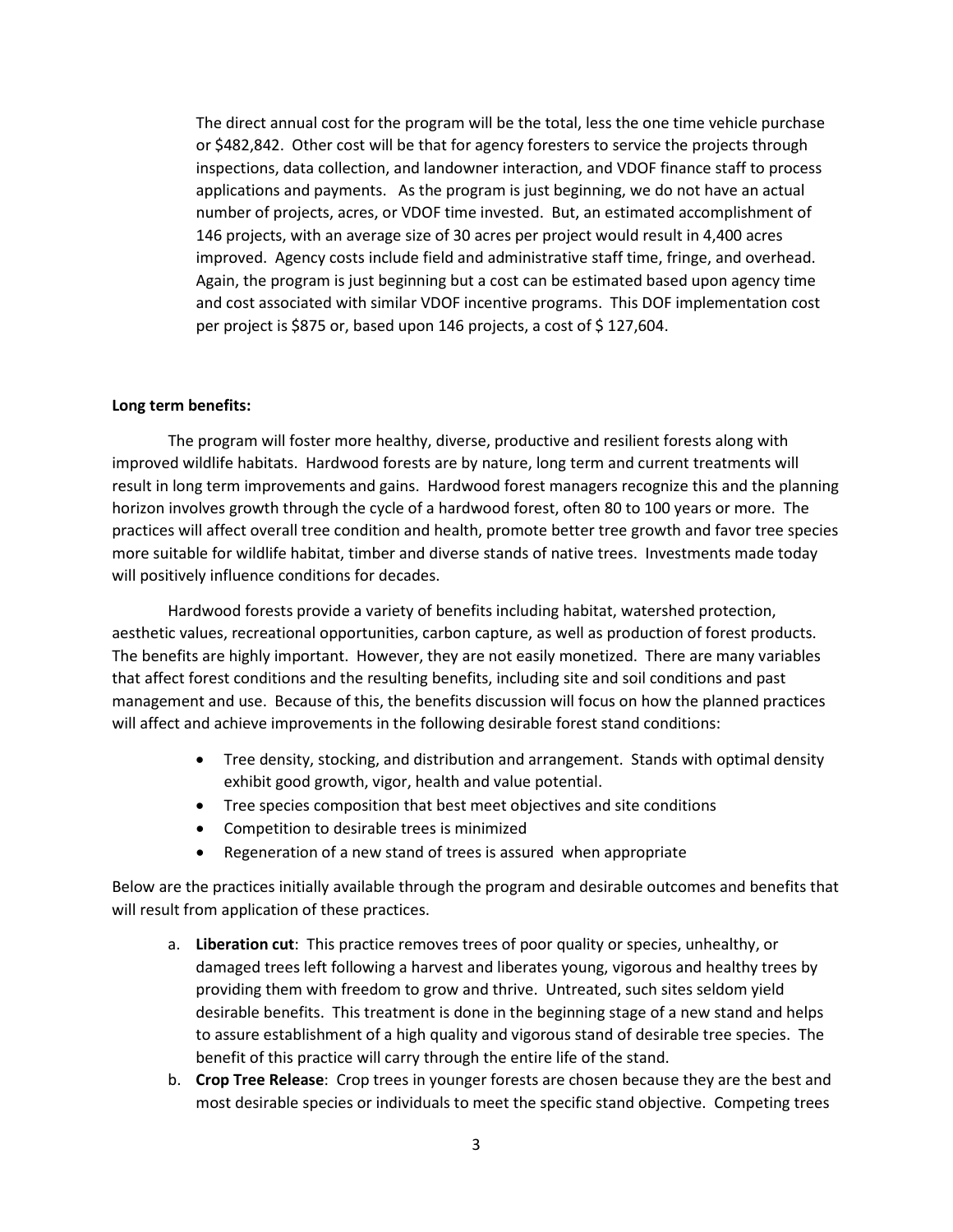The direct annual cost for the program will be the total, less the one time vehicle purchase or $482,842. Other cost will be that for agency foresters to service the projects through inspections, data collection, and landowner interaction, and VDOF finance staff to process applications and payments. As the program is just beginning, we do not have an actual number of projects, acres, or VDOF time invested. But, an estimated accomplishment of 146 projects, with an average size of 30 acres per project would result in 4,400 acres improved. Agency costs include field and administrative staff time, fringe, and overhead. Again, the program is just beginning but a cost can be estimated based upon agency time and cost associated with similar VDOF incentive programs. This DOF implementation cost per project is $875 or, based upon 146 projects, a cost of $ 127,604.

**Long term benefits:**

The program will foster more healthy, diverse, productive and resilient forests along with improved wildlife habitats. Hardwood forests are by nature, long term and current treatments will result in long term improvements and gains. Hardwood forest managers recognize this and the planning horizon involves growth through the cycle of a hardwood forest, often 80 to 100 years or more. The practices will affect overall tree condition and health, promote better tree growth and favor tree species more suitable for wildlife habitat, timber and diverse stands of native trees. Investments made today will positively influence conditions for decades.

Hardwood forests provide a variety of benefits including habitat, watershed protection, aesthetic values, recreational opportunities, carbon capture, as well as production of forest products. The benefits are highly important. However, they are not easily monetized. There are many variables that affect forest conditions and the resulting benefits, including site and soil conditions and past management and use. Because of this, the benefits discussion will focus on how the planned practices will affect and achieve improvements in the following desirable forest stand conditions:

- Tree density, stocking, and distribution and arrangement. Stands with optimal density exhibit good growth, vigor, health and value potential.
- Tree species composition that best meet objectives and site conditions
- Competition to desirable trees is minimized
- Regeneration of a new stand of trees is assured when appropriate

Below are the practices initially available through the program and desirable outcomes and benefits that will result from application of these practices.

a. **Liberation cut**: This practice removes trees of poor quality or species, unhealthy, or damaged trees left following a harvest and liberates young, vigorous and healthy trees by providing them with freedom to grow and thrive. Untreated, such sites seldom yield desirable benefits. This treatment is done in the beginning stage of a new stand and helps to assure establishment of a high quality and vigorous stand of desirable tree species. The benefit of this practice will carry through the entire life of the stand.
b. **Crop Tree Release**: Crop trees in younger forests are chosen because they are the best and most desirable species or individuals to meet the specific stand objective. Competing trees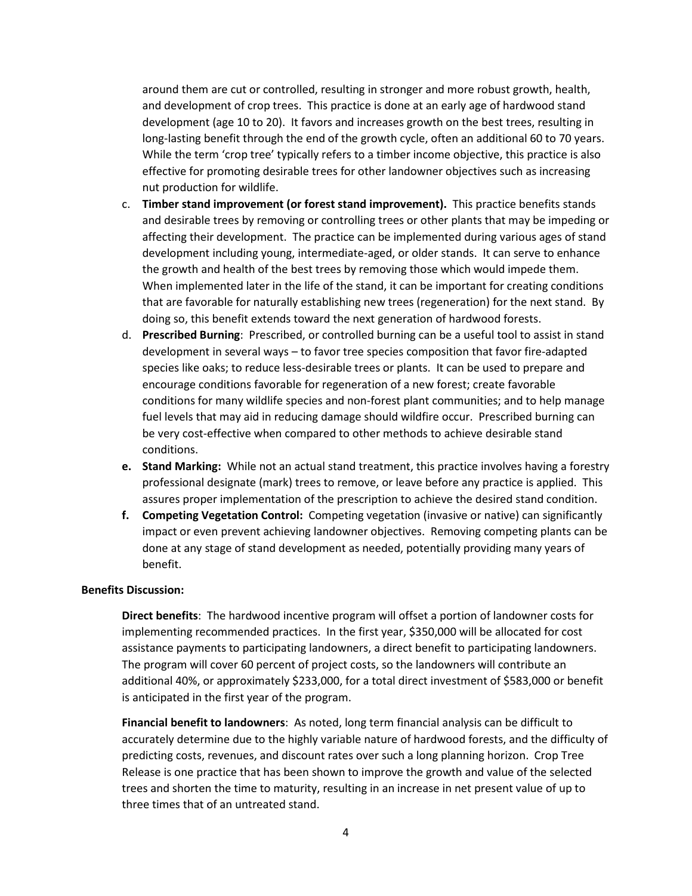around them are cut or controlled, resulting in stronger and more robust growth, health, and development of crop trees. This practice is done at an early age of hardwood stand development (age 10 to 20). It favors and increases growth on the best trees, resulting in long-lasting benefit through the end of the growth cycle, often an additional 60 to 70 years. While the term 'crop tree' typically refers to a timber income objective, this practice is also effective for promoting desirable trees for other landowner objectives such as increasing nut production for wildlife.

c. **Timber stand improvement (or forest stand improvement).** This practice benefits stands and desirable trees by removing or controlling trees or other plants that may be impeding or affecting their development. The practice can be implemented during various ages of stand development including young, intermediate-aged, or older stands. It can serve to enhance the growth and health of the best trees by removing those which would impede them. When implemented later in the life of the stand, it can be important for creating conditions that are favorable for naturally establishing new trees (regeneration) for the next stand. By doing so, this benefit extends toward the next generation of hardwood forests.
d. **Prescribed Burning**: Prescribed, or controlled burning can be a useful tool to assist in stand development in several ways – to favor tree species composition that favor fire-adapted species like oaks; to reduce less-desirable trees or plants. It can be used to prepare and encourage conditions favorable for regeneration of a new forest; create favorable conditions for many wildlife species and non-forest plant communities; and to help manage fuel levels that may aid in reducing damage should wildfire occur. Prescribed burning can be very cost-effective when compared to other methods to achieve desirable stand conditions.
**e.** **Stand Marking:** While not an actual stand treatment, this practice involves having a forestry professional designate (mark) trees to remove, or leave before any practice is applied. This assures proper implementation of the prescription to achieve the desired stand condition.
**f.** **Competing Vegetation Control:** Competing vegetation (invasive or native) can significantly impact or even prevent achieving landowner objectives. Removing competing plants can be done at any stage of stand development as needed, potentially providing many years of benefit.

**Benefits Discussion:**

**Direct benefits**: The hardwood incentive program will offset a portion of landowner costs for implementing recommended practices. In the first year, $350,000 will be allocated for cost assistance payments to participating landowners, a direct benefit to participating landowners. The program will cover 60 percent of project costs, so the landowners will contribute an additional 40%, or approximately $233,000, for a total direct investment of $583,000 or benefit is anticipated in the first year of the program.

**Financial benefit to landowners**: As noted, long term financial analysis can be difficult to accurately determine due to the highly variable nature of hardwood forests, and the difficulty of predicting costs, revenues, and discount rates over such a long planning horizon. Crop Tree Release is one practice that has been shown to improve the growth and value of the selected trees and shorten the time to maturity, resulting in an increase in net present value of up to three times that of an untreated stand.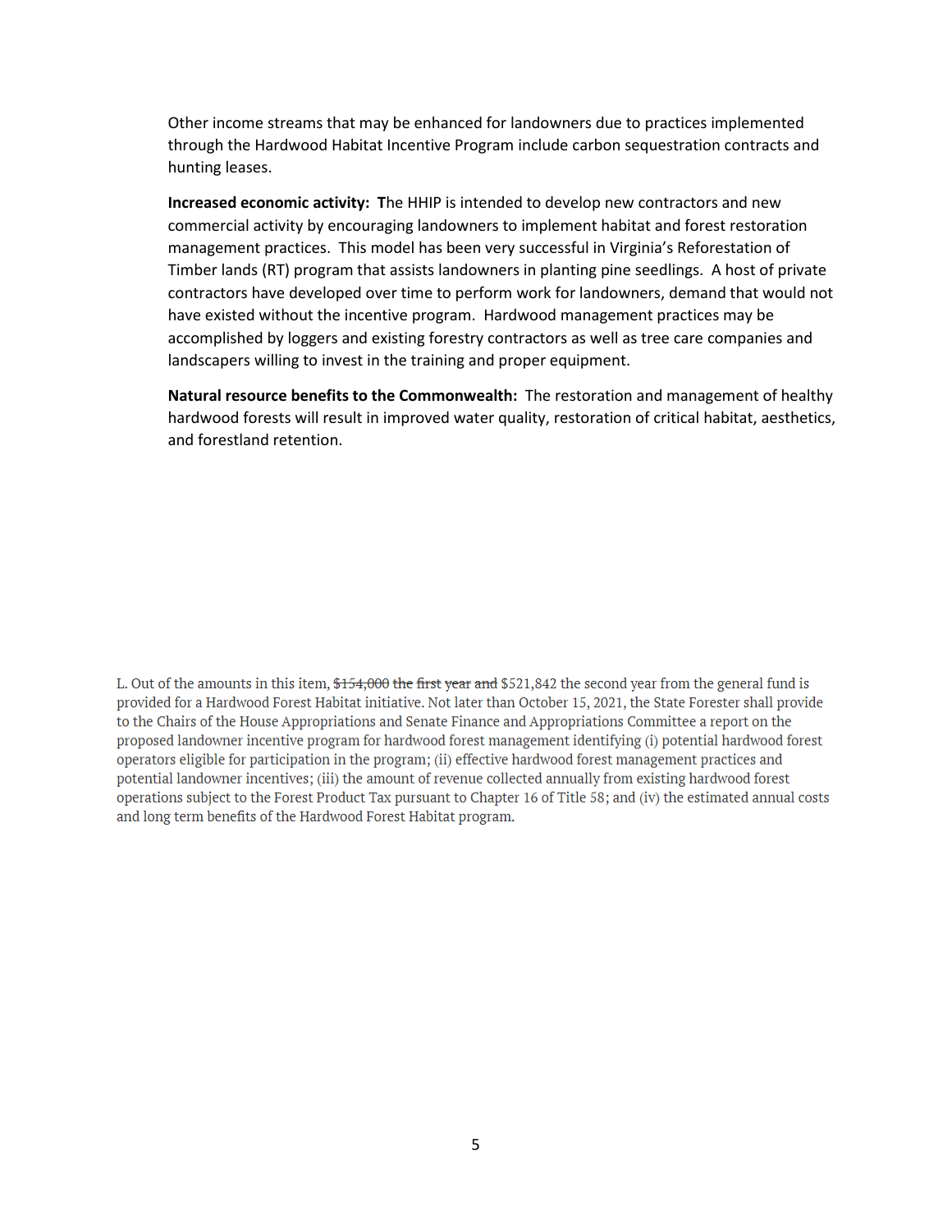Other income streams that may be enhanced for landowners due to practices implemented through the Hardwood Habitat Incentive Program include carbon sequestration contracts and hunting leases.

**Increased economic activity: T**he HHIP is intended to develop new contractors and new commercial activity by encouraging landowners to implement habitat and forest restoration management practices. This model has been very successful in Virginia's Reforestation of Timber lands (RT) program that assists landowners in planting pine seedlings. A host of private contractors have developed over time to perform work for landowners, demand that would not have existed without the incentive program. Hardwood management practices may be accomplished by loggers and existing forestry contractors as well as tree care companies and landscapers willing to invest in the training and proper equipment.

**Natural resource benefits to the Commonwealth:** The restoration and management of healthy hardwood forests will result in improved water quality, restoration of critical habitat, aesthetics, and forestland retention.

L. Out of the amounts in this item, ~~$154,000 the first year and~~ $521,842 the second year from the general fund is provided for a Hardwood Forest Habitat initiative. Not later than October 15, 2021, the State Forester shall provide to the Chairs of the House Appropriations and Senate Finance and Appropriations Committee a report on the proposed landowner incentive program for hardwood forest management identifying (i) potential hardwood forest operators eligible for participation in the program; (ii) effective hardwood forest management practices and potential landowner incentives; (iii) the amount of revenue collected annually from existing hardwood forest operations subject to the Forest Product Tax pursuant to Chapter 16 of Title 58; and (iv) the estimated annual costs and long term benefits of the Hardwood Forest Habitat program.